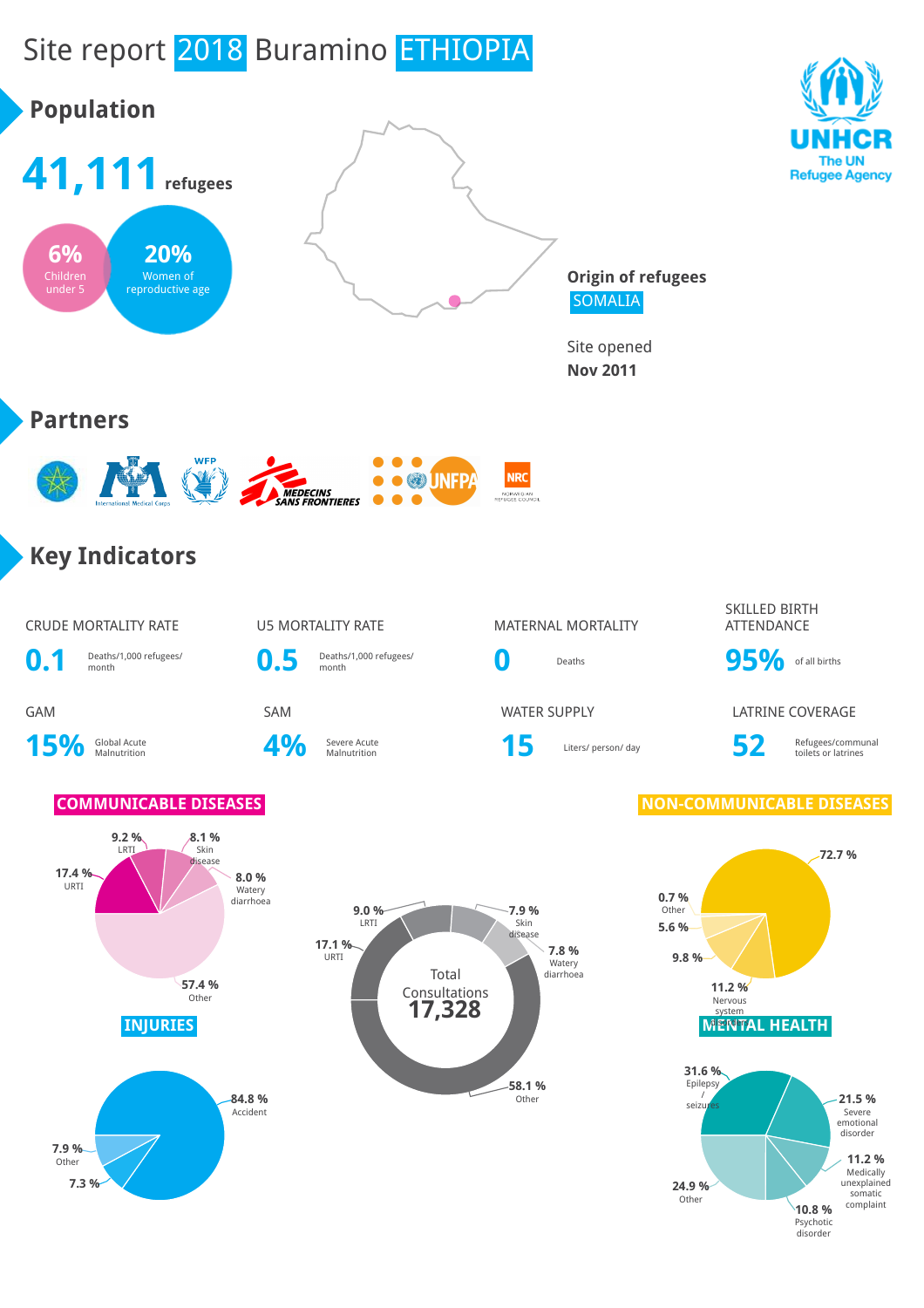# Site report 2018 Buramino ETHIOPIA

## Population

**41,111** refugees

6% Children under 5

20% Women of reproductive age

Origin of refugees
SOMALIA

Site opened
**Nov 2011**

## Partners

## Key Indicators

| CRUDE MORTALITY RATE | U5 MORTALITY RATE | MATERNAL MORTALITY | SKILLED BIRTH ATTENDANCE |
|---|---|---|---|
| **0.1** Deaths/1,000 refugees/ month | **0.5** Deaths/1,000 refugees/ month | **0** Deaths | **95%** of all births |

| GAM | SAM | WATER SUPPLY | LATRINE COVERAGE |
|---|---|---|---|
| **15%** Global Acute Malnutrition | **4%** Severe Acute Malnutrition | **15** Liters/ person/ day | **52** Refugees/communal toilets or latrines |

### COMMUNICABLE DISEASES

- 9.2 % LRTI
- 8.1 % Skin disease
- 8.0 % Watery diarrhoea
- 17.4 % URTI
- 57.4 % Other

### Total Consultations 17,328

- 9.0 % LRTI
- 7.9 % Skin disease
- 7.8 % Watery diarrhoea
- 17.1 % URTI
- 58.1 % Other

### NON-COMMUNICABLE DISEASES

- 72.7 %
- 0.7 % Other
- 5.6 %
- 9.8 %
- 11.2 % Nervous system disorders

### INJURIES

- 84.8 % Accident
- 7.9 % Other
- 7.3 %

### MENTAL HEALTH

- 31.6 % Epilepsy / seizures
- 21.5 % Severe emotional disorder
- 11.2 % Medically unexplained somatic complaint
- 10.8 % Psychotic disorder
- 24.9 % Other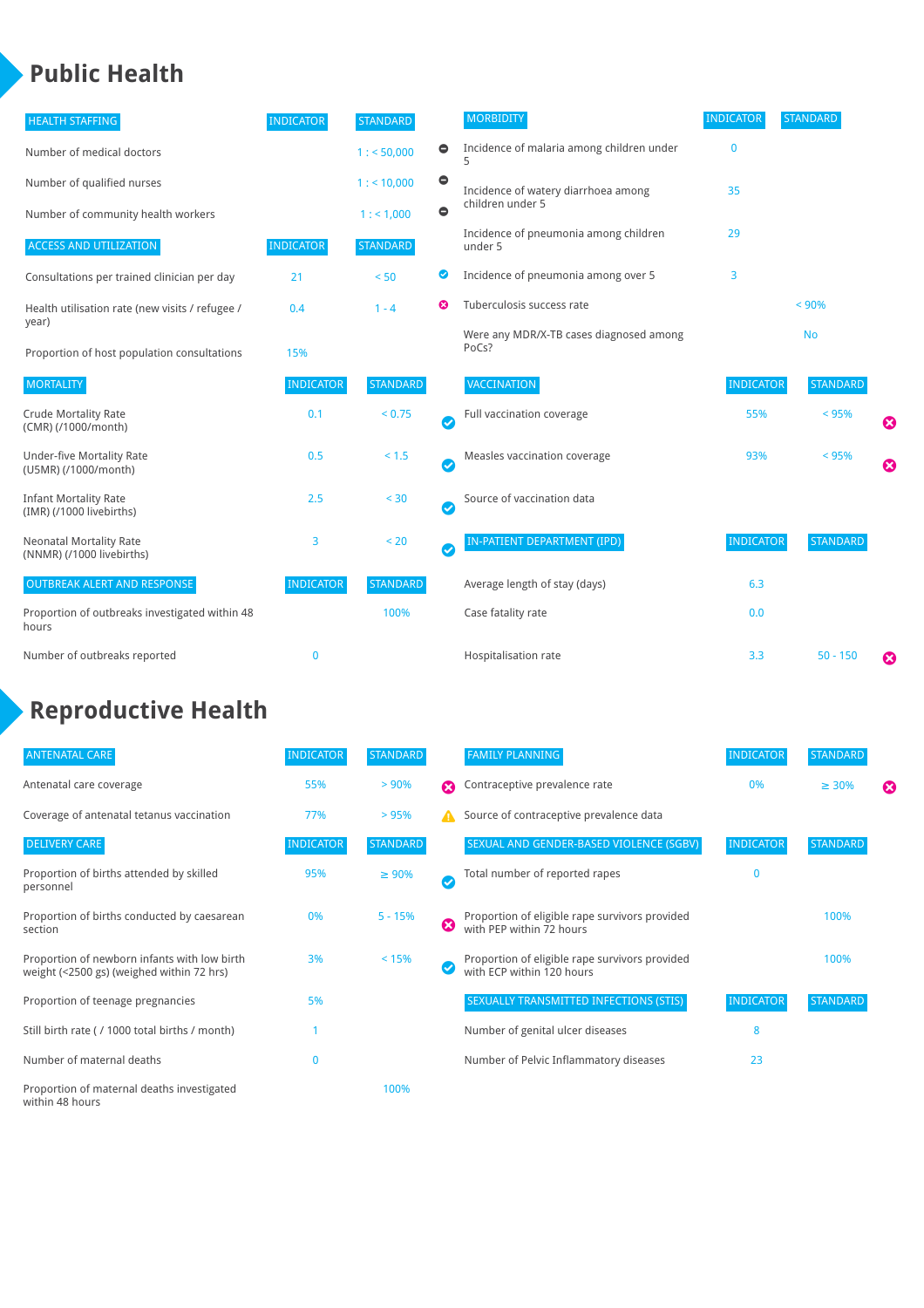# Public Health

| HEALTH STAFFING | INDICATOR | STANDARD | |
|---|---|---|---|
| Number of medical doctors | | 1 : < 50,000 | ⊖ |
| Number of qualified nurses | | 1 : < 10,000 | ⊖ |
| Number of community health workers | | 1 : < 1,000 | ⊖ |

| ACCESS AND UTILIZATION | INDICATOR | STANDARD | |
|---|---|---|---|
| Consultations per trained clinician per day | 21 | < 50 | ✔ |
| Health utilisation rate (new visits / refugee / year) | 0.4 | 1 - 4 | ✖ |
| Proportion of host population consultations | 15% | | |

| MORTALITY | INDICATOR | STANDARD | |
|---|---|---|---|
| Crude Mortality Rate (CMR) (/1000/month) | 0.1 | < 0.75 | ✔ |
| Under-five Mortality Rate (U5MR) (/1000/month) | 0.5 | < 1.5 | ✔ |
| Infant Mortality Rate (IMR) (/1000 livebirths) | 2.5 | < 30 | ✔ |
| Neonatal Mortality Rate (NNMR) (/1000 livebirths) | 3 | < 20 | ✔ |

| OUTBREAK ALERT AND RESPONSE | INDICATOR | STANDARD |
|---|---|---|
| Proportion of outbreaks investigated within 48 hours | | 100% |
| Number of outbreaks reported | 0 | |

| MORBIDITY | INDICATOR | STANDARD |
|---|---|---|
| Incidence of malaria among children under 5 | 0 | |
| Incidence of watery diarrhoea among children under 5 | 35 | |
| Incidence of pneumonia among children under 5 | 29 | |
| Incidence of pneumonia among over 5 | 3 | |
| Tuberculosis success rate | | < 90% |
| Were any MDR/X-TB cases diagnosed among PoCs? | | No |

| VACCINATION | INDICATOR | STANDARD | |
|---|---|---|---|
| Full vaccination coverage | 55% | < 95% | ✖ |
| Measles vaccination coverage | 93% | < 95% | ✖ |
| Source of vaccination data | | | |

| IN-PATIENT DEPARTMENT (IPD) | INDICATOR | STANDARD | |
|---|---|---|---|
| Average length of stay (days) | 6.3 | | |
| Case fatality rate | 0.0 | | |
| Hospitalisation rate | 3.3 | 50 - 150 | ✖ |

# Reproductive Health

| ANTENATAL CARE | INDICATOR | STANDARD | |
|---|---|---|---|
| Antenatal care coverage | 55% | > 90% | ✖ |
| Coverage of antenatal tetanus vaccination | 77% | > 95% | ⚠ |

| DELIVERY CARE | INDICATOR | STANDARD | |
|---|---|---|---|
| Proportion of births attended by skilled personnel | 95% | ≥ 90% | ✔ |
| Proportion of births conducted by caesarean section | 0% | 5 - 15% | ✖ |
| Proportion of newborn infants with low birth weight (<2500 gs) (weighed within 72 hrs) | 3% | < 15% | ✔ |
| Proportion of teenage pregnancies | 5% | | |
| Still birth rate ( / 1000 total births / month) | 1 | | |
| Number of maternal deaths | 0 | | |
| Proportion of maternal deaths investigated within 48 hours | | 100% | |

| FAMILY PLANNING | INDICATOR | STANDARD | |
|---|---|---|---|
| Contraceptive prevalence rate | 0% | ≥ 30% | ✖ |
| Source of contraceptive prevalence data | | | |

| SEXUAL AND GENDER-BASED VIOLENCE (SGBV) | INDICATOR | STANDARD |
|---|---|---|
| Total number of reported rapes | 0 | |
| Proportion of eligible rape survivors provided with PEP within 72 hours | | 100% |
| Proportion of eligible rape survivors provided with ECP within 120 hours | | 100% |

| SEXUALLY TRANSMITTED INFECTIONS (STIS) | INDICATOR | STANDARD |
|---|---|---|
| Number of genital ulcer diseases | 8 | |
| Number of Pelvic Inflammatory diseases | 23 | |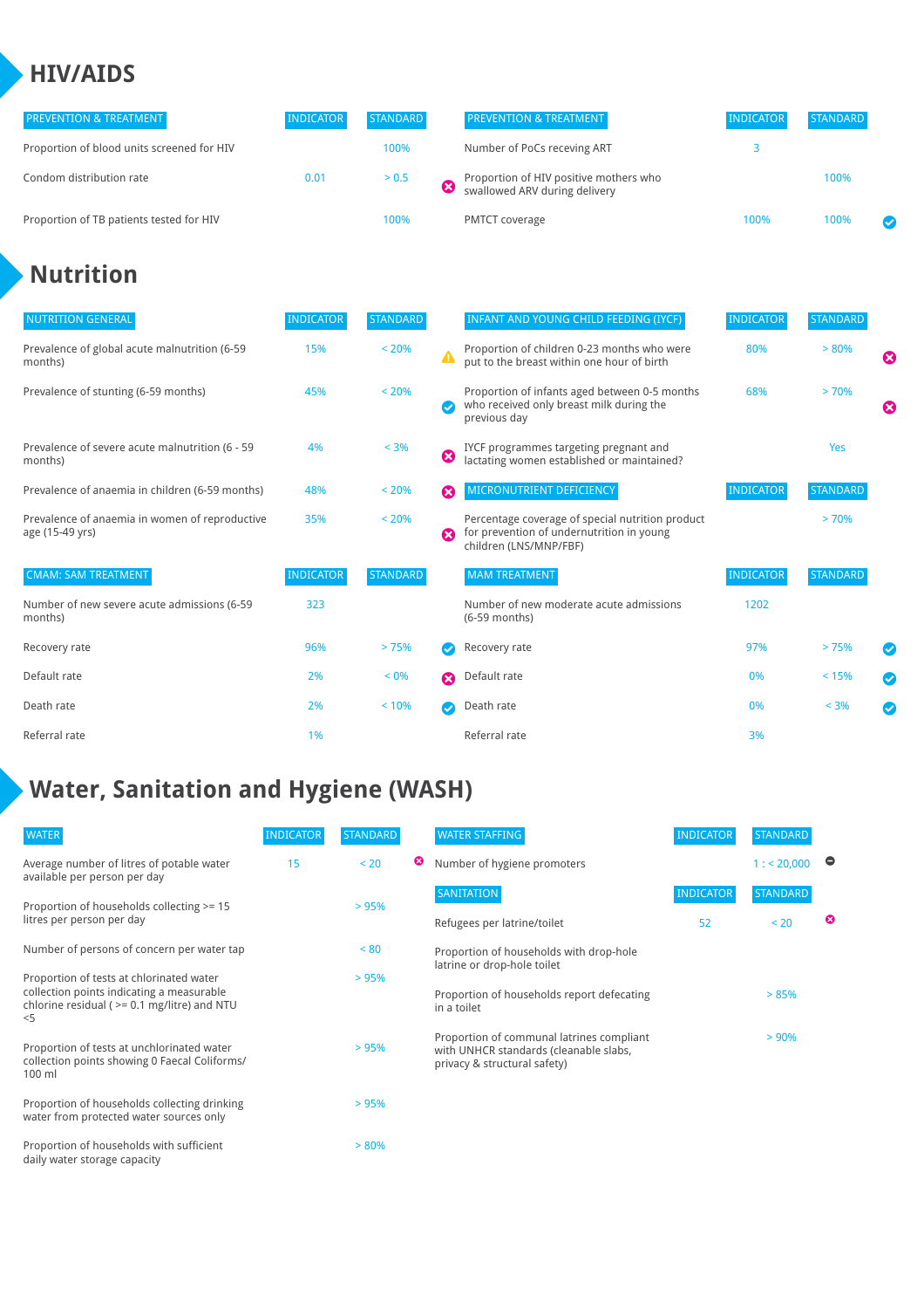# HIV/AIDS

| PREVENTION & TREATMENT | INDICATOR | STANDARD | |
|---|---|---|---|
| Proportion of blood units screened for HIV | | 100% | |
| Condom distribution rate | 0.01 | > 0.5 | ✖ |
| Proportion of TB patients tested for HIV | | 100% | |

| PREVENTION & TREATMENT | INDICATOR | STANDARD | |
|---|---|---|---|
| Number of PoCs receving ART | 3 | | |
| Proportion of HIV positive mothers who swallowed ARV during delivery | | 100% | |
| PMTCT coverage | 100% | 100% | ✔ |

# Nutrition

| NUTRITION GENERAL | INDICATOR | STANDARD | |
|---|---|---|---|
| Prevalence of global acute malnutrition (6-59 months) | 15% | < 20% | ⚠ |
| Prevalence of stunting (6-59 months) | 45% | < 20% | ✔ |
| Prevalence of severe acute malnutrition (6 - 59 months) | 4% | < 3% | ✖ |
| Prevalence of anaemia in children (6-59 months) | 48% | < 20% | ✖ |
| Prevalence of anaemia in women of reproductive age (15-49 yrs) | 35% | < 20% | ✖ |

| INFANT AND YOUNG CHILD FEEDING (IYCF) | INDICATOR | STANDARD | |
|---|---|---|---|
| Proportion of children 0-23 months who were put to the breast within one hour of birth | 80% | > 80% | ✖ |
| Proportion of infants aged between 0-5 months who received only breast milk during the previous day | 68% | > 70% | ✖ |
| IYCF programmes targeting pregnant and lactating women established or maintained? | | Yes | |

| MICRONUTRIENT DEFICIENCY | INDICATOR | STANDARD | |
|---|---|---|---|
| Percentage coverage of special nutrition product for prevention of undernutrition in young children (LNS/MNP/FBF) | | > 70% | |

| CMAM: SAM TREATMENT | INDICATOR | STANDARD | |
|---|---|---|---|
| Number of new severe acute admissions (6-59 months) | 323 | | |
| Recovery rate | 96% | > 75% | ✔ |
| Default rate | 2% | < 0% | ✖ |
| Death rate | 2% | < 10% | ✔ |
| Referral rate | 1% | | |

| MAM TREATMENT | INDICATOR | STANDARD | |
|---|---|---|---|
| Number of new moderate acute admissions (6-59 months) | 1202 | | |
| Recovery rate | 97% | > 75% | ✔ |
| Default rate | 0% | < 15% | ✔ |
| Death rate | 0% | < 3% | ✔ |
| Referral rate | 3% | | |

# Water, Sanitation and Hygiene (WASH)

| WATER | INDICATOR | STANDARD | |
|---|---|---|---|
| Average number of litres of potable water available per person per day | 15 | < 20 | ✖ |
| Proportion of households collecting >= 15 litres per person per day | | > 95% | |
| Number of persons of concern per water tap | | < 80 | |
| Proportion of tests at chlorinated water collection points indicating a measurable chlorine residual ( >= 0.1 mg/litre) and NTU <5 | | > 95% | |
| Proportion of tests at unchlorinated water collection points showing 0 Faecal Coliforms/ 100 ml | | > 95% | |
| Proportion of households collecting drinking water from protected water sources only | | > 95% | |
| Proportion of households with sufficient daily water storage capacity | | > 80% | |

| WATER STAFFING | INDICATOR | STANDARD | |
|---|---|---|---|
| Number of hygiene promoters | | 1 : < 20,000 | ⊖ |

| SANITATION | INDICATOR | STANDARD | |
|---|---|---|---|
| Refugees per latrine/toilet | 52 | < 20 | ✖ |
| Proportion of households with drop-hole latrine or drop-hole toilet | | | |
| Proportion of households report defecating in a toilet | | > 85% | |
| Proportion of communal latrines compliant with UNHCR standards (cleanable slabs, privacy & structural safety) | | > 90% | |